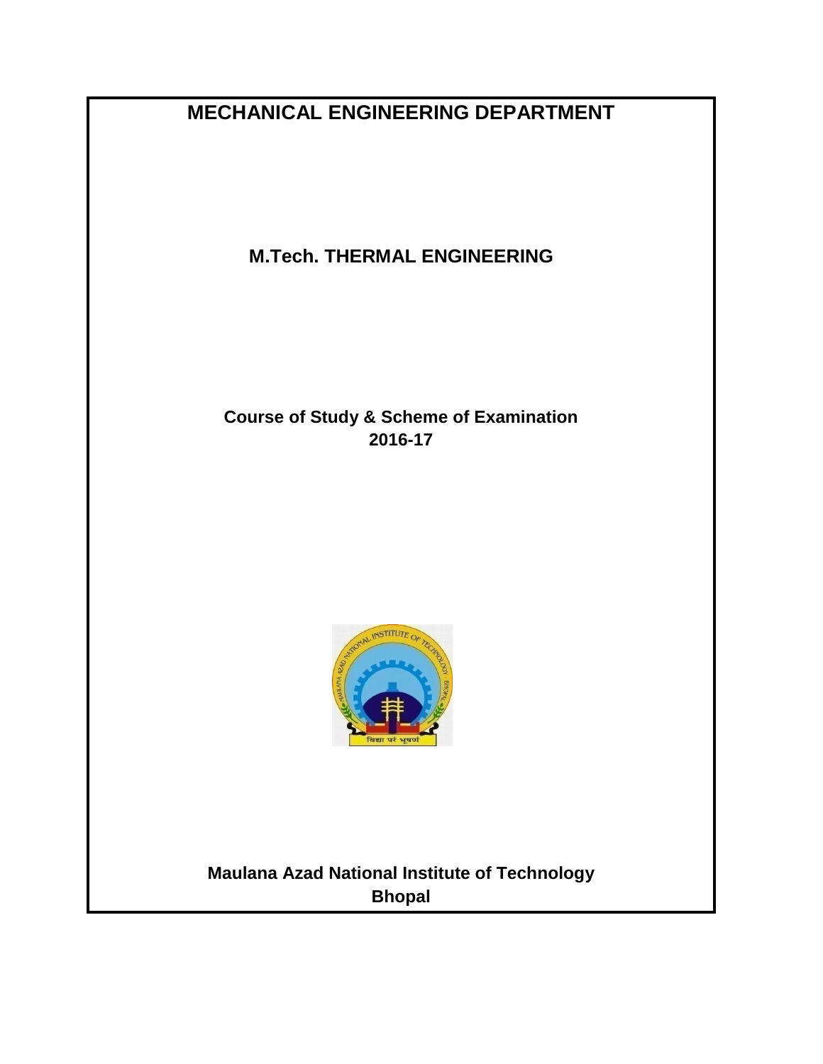# MECHANICAL ENGINEERING DEPARTMENT

## M.Tech. THERMAL ENGINEERING

**Course of Study & Scheme of Examination**
**2016-17**

**Maulana Azad National Institute of Technology**
**Bhopal**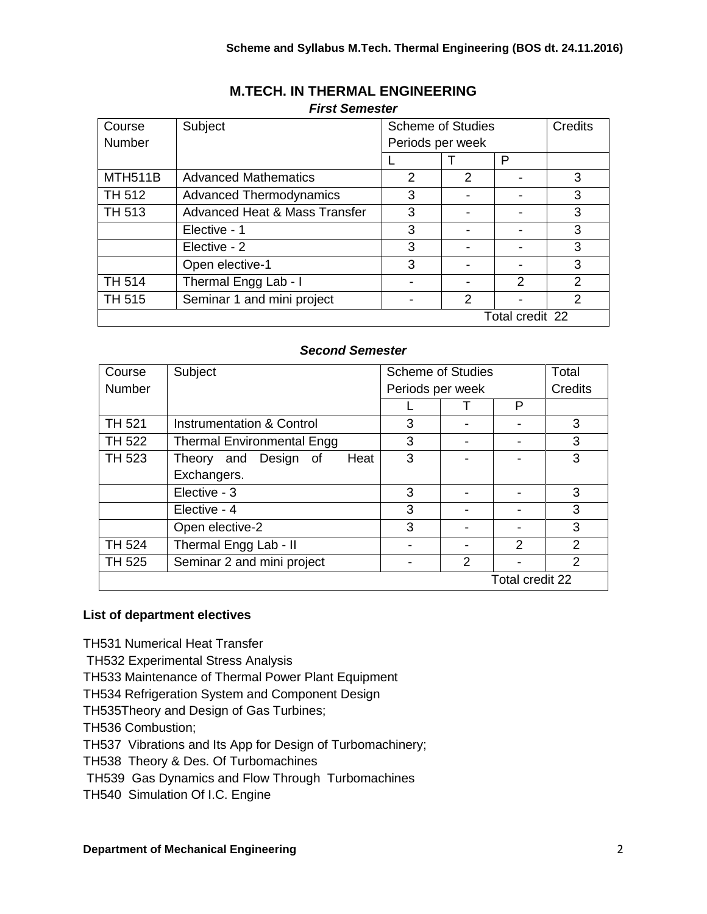# M.TECH. IN THERMAL ENGINEERING

***First Semester***

| Course Number | Subject | Scheme of Studies Periods per week | | | Credits |
|---|---|---|---|---|---|
| | | L | T | P | |
| MTH511B | Advanced Mathematics | 2 | 2 | - | 3 |
| TH 512 | Advanced Thermodynamics | 3 | - | - | 3 |
| TH 513 | Advanced Heat & Mass Transfer | 3 | - | - | 3 |
| | Elective - 1 | 3 | - | - | 3 |
| | Elective - 2 | 3 | - | - | 3 |
| | Open elective-1 | 3 | - | - | 3 |
| TH 514 | Thermal Engg Lab - I | - | - | 2 | 2 |
| TH 515 | Seminar 1 and mini project | - | 2 | - | 2 |
| | | | | | Total credit 22 |

***Second Semester***

| Course Number | Subject | Scheme of Studies Periods per week | | | Total Credits |
|---|---|---|---|---|---|
| | | L | T | P | |
| TH 521 | Instrumentation & Control | 3 | - | - | 3 |
| TH 522 | Thermal Environmental Engg | 3 | - | - | 3 |
| TH 523 | Theory and Design of Heat Exchangers. | 3 | - | - | 3 |
| | Elective - 3 | 3 | - | - | 3 |
| | Elective - 4 | 3 | - | - | 3 |
| | Open elective-2 | 3 | - | - | 3 |
| TH 524 | Thermal Engg Lab - II | - | - | 2 | 2 |
| TH 525 | Seminar 2 and mini project | - | 2 | - | 2 |
| | | | | | Total credit 22 |

**List of department electives**

TH531 Numerical Heat Transfer

TH532 Experimental Stress Analysis

TH533 Maintenance of Thermal Power Plant Equipment

TH534 Refrigeration System and Component Design

TH535Theory and Design of Gas Turbines;

TH536 Combustion;

TH537 Vibrations and Its App for Design of Turbomachinery;

TH538 Theory & Des. Of Turbomachines

TH539 Gas Dynamics and Flow Through Turbomachines

TH540 Simulation Of I.C. Engine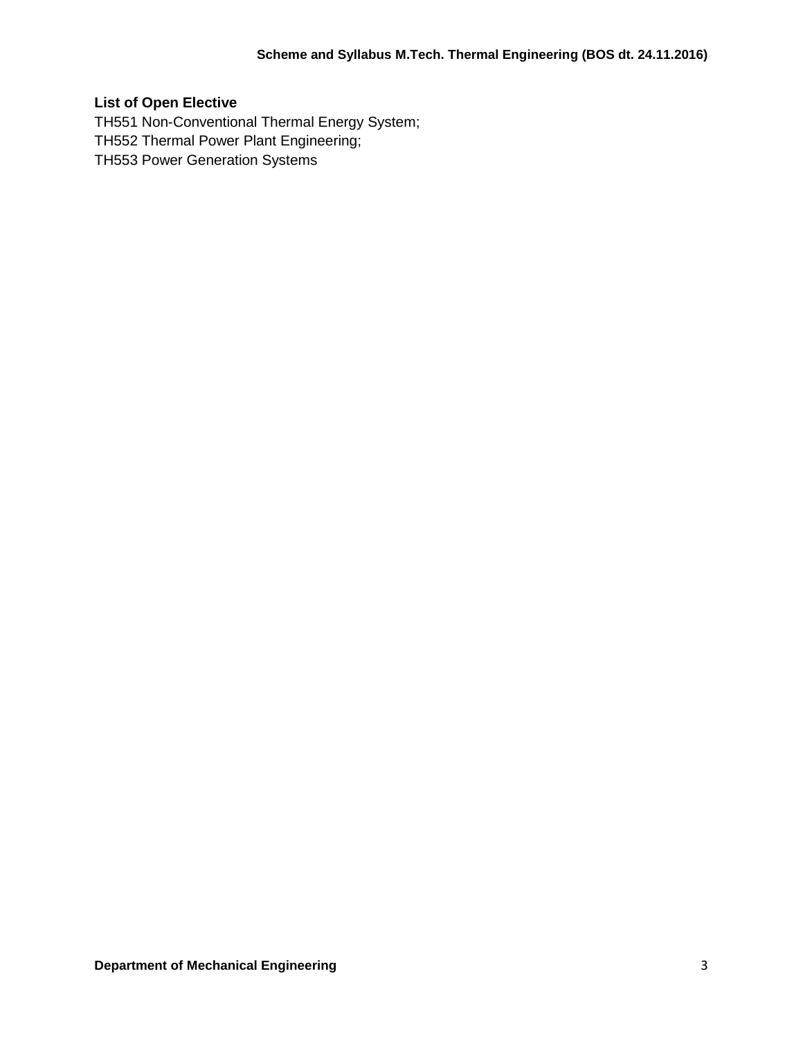**List of Open Elective**

TH551 Non-Conventional Thermal Energy System;
TH552 Thermal Power Plant Engineering;
TH553 Power Generation Systems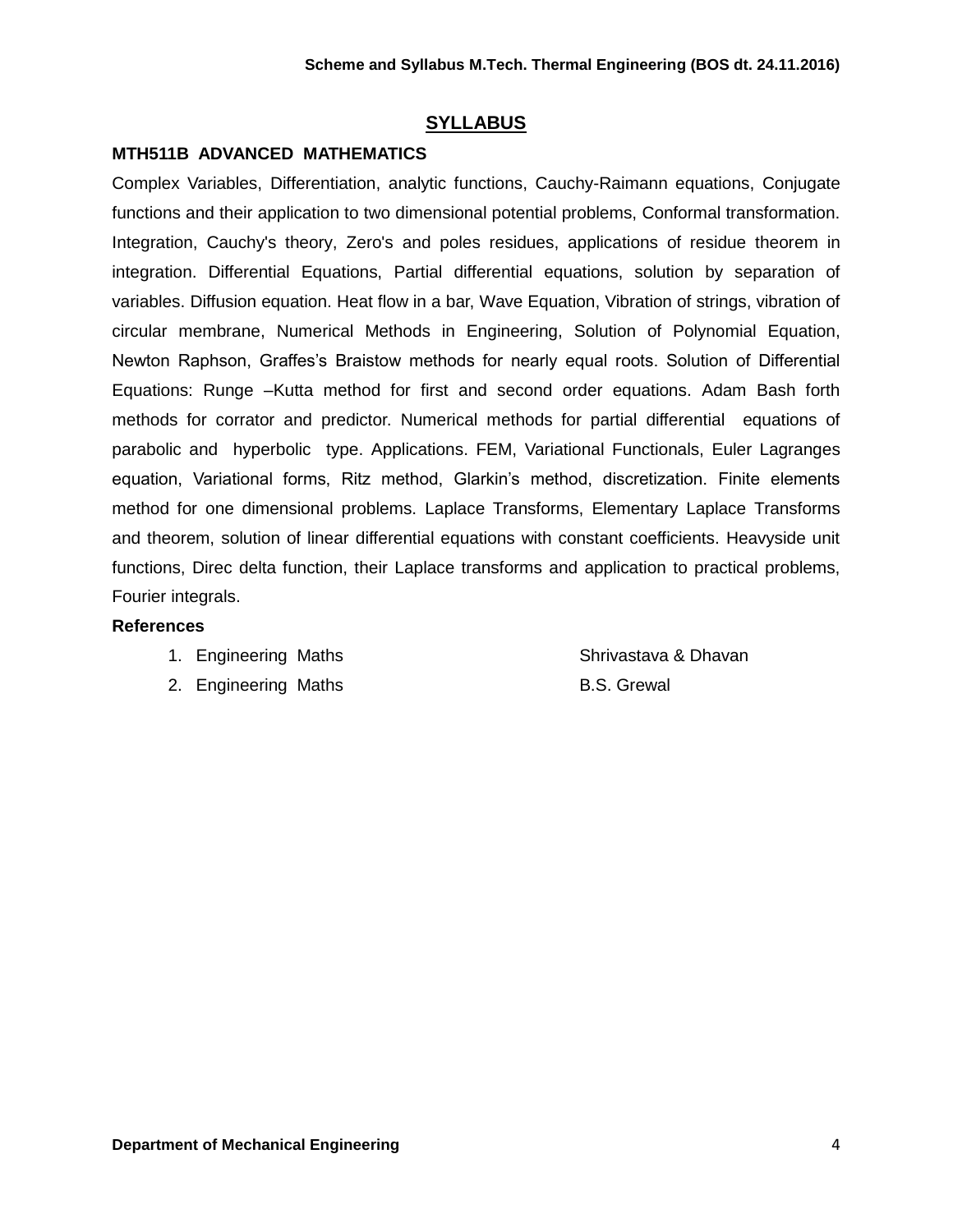## SYLLABUS

**MTH511B ADVANCED MATHEMATICS**

Complex Variables, Differentiation, analytic functions, Cauchy-Raimann equations, Conjugate functions and their application to two dimensional potential problems, Conformal transformation. Integration, Cauchy's theory, Zero's and poles residues, applications of residue theorem in integration. Differential Equations, Partial differential equations, solution by separation of variables. Diffusion equation. Heat flow in a bar, Wave Equation, Vibration of strings, vibration of circular membrane, Numerical Methods in Engineering, Solution of Polynomial Equation, Newton Raphson, Graffes's Braistow methods for nearly equal roots. Solution of Differential Equations: Runge –Kutta method for first and second order equations. Adam Bash forth methods for corrator and predictor. Numerical methods for partial differential equations of parabolic and hyperbolic type. Applications. FEM, Variational Functionals, Euler Lagranges equation, Variational forms, Ritz method, Glarkin's method, discretization. Finite elements method for one dimensional problems. Laplace Transforms, Elementary Laplace Transforms and theorem, solution of linear differential equations with constant coefficients. Heavyside unit functions, Direc delta function, their Laplace transforms and application to practical problems, Fourier integrals.

**References**

1. Engineering Maths — Shrivastava & Dhavan
2. Engineering Maths — B.S. Grewal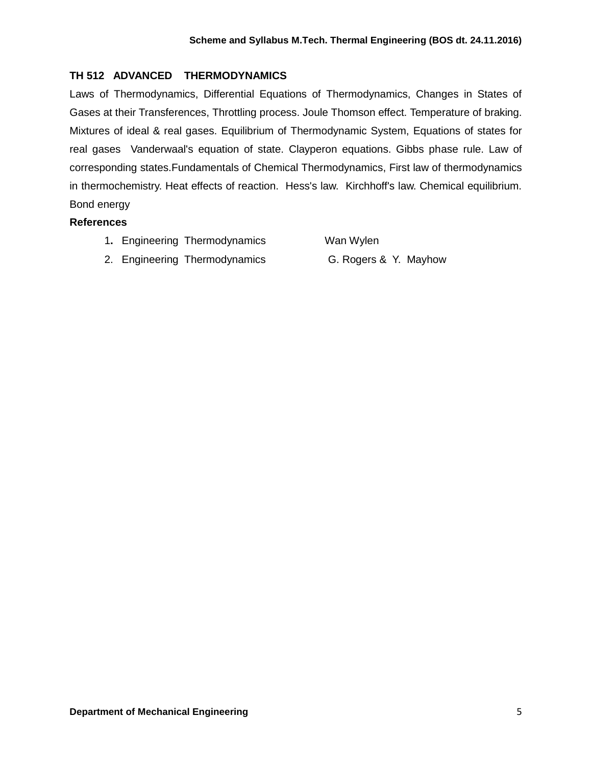**TH 512 ADVANCED THERMODYNAMICS**

Laws of Thermodynamics, Differential Equations of Thermodynamics, Changes in States of Gases at their Transferences, Throttling process. Joule Thomson effect. Temperature of braking. Mixtures of ideal & real gases. Equilibrium of Thermodynamic System, Equations of states for real gases Vanderwaal's equation of state. Clayperon equations. Gibbs phase rule. Law of corresponding states.Fundamentals of Chemical Thermodynamics, First law of thermodynamics in thermochemistry. Heat effects of reaction. Hess's law. Kirchhoff's law. Chemical equilibrium. Bond energy

**References**

1. Engineering Thermodynamics — Wan Wylen
2. Engineering Thermodynamics — G. Rogers & Y. Mayhow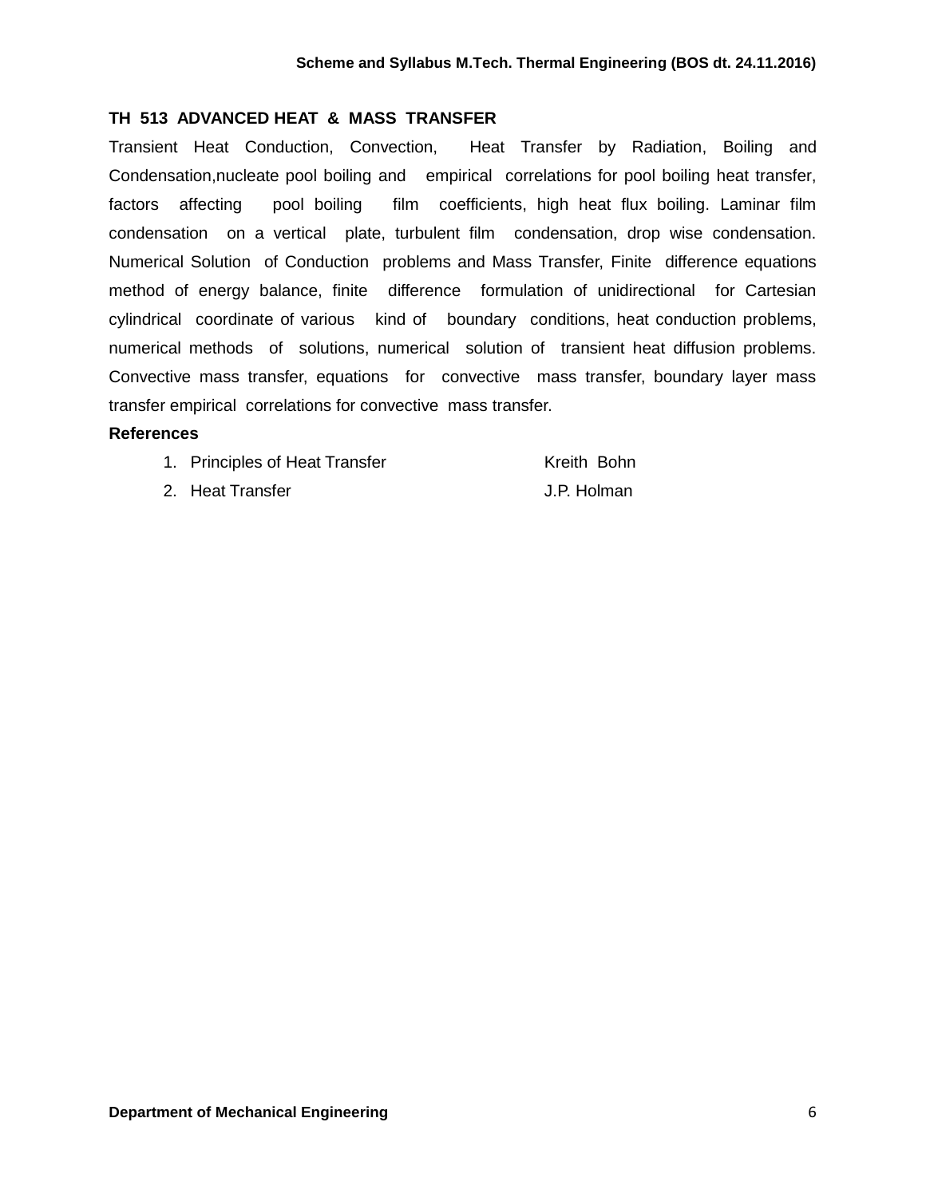## TH 513 ADVANCED HEAT & MASS TRANSFER

Transient Heat Conduction, Convection, Heat Transfer by Radiation, Boiling and Condensation,nucleate pool boiling and empirical correlations for pool boiling heat transfer, factors affecting pool boiling film coefficients, high heat flux boiling. Laminar film condensation on a vertical plate, turbulent film condensation, drop wise condensation. Numerical Solution of Conduction problems and Mass Transfer, Finite difference equations method of energy balance, finite difference formulation of unidirectional for Cartesian cylindrical coordinate of various kind of boundary conditions, heat conduction problems, numerical methods of solutions, numerical solution of transient heat diffusion problems. Convective mass transfer, equations for convective mass transfer, boundary layer mass transfer empirical correlations for convective mass transfer.

**References**

1. Principles of Heat Transfer — Kreith Bohn
2. Heat Transfer — J.P. Holman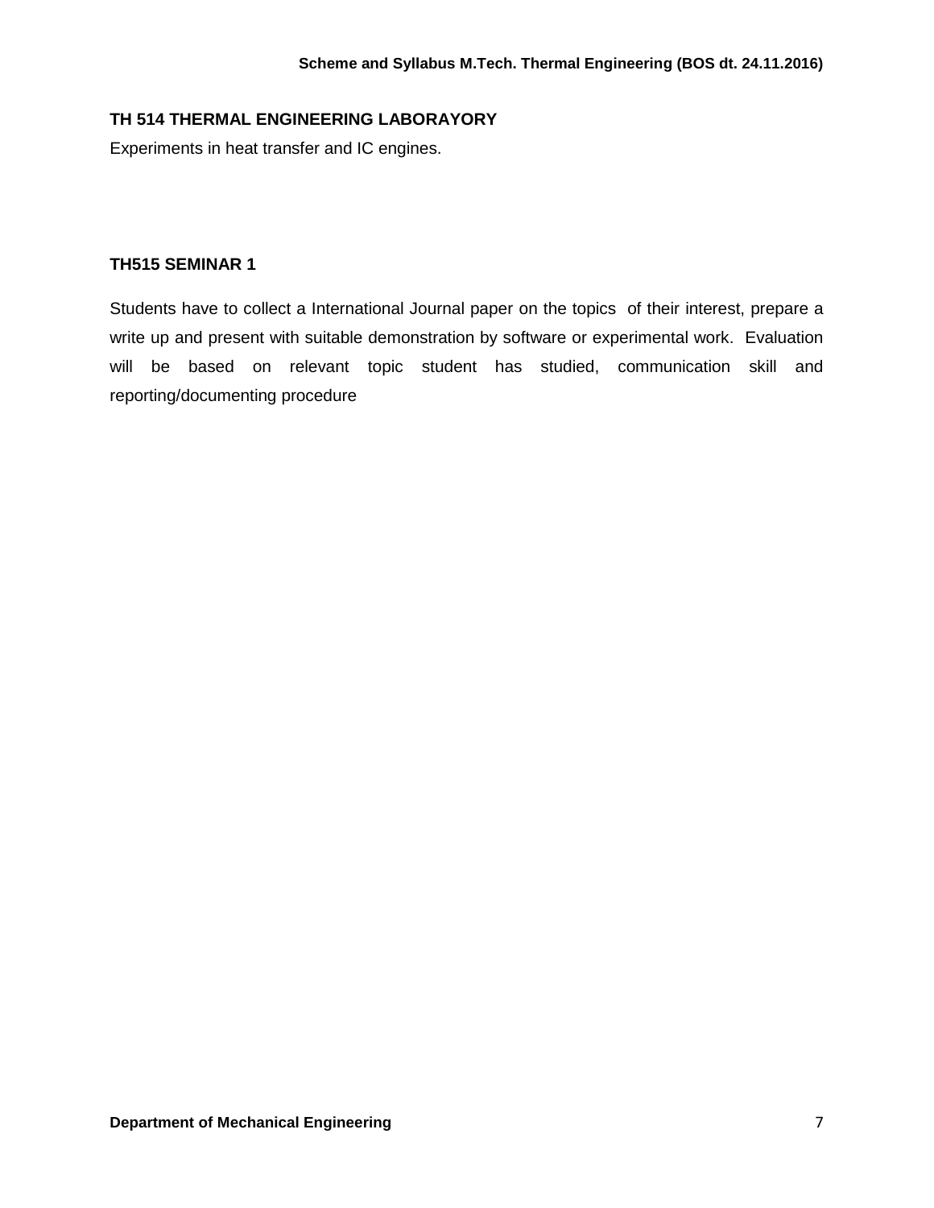## TH 514 THERMAL ENGINEERING LABORAYORY

Experiments in heat transfer and IC engines.

## TH515 SEMINAR 1

Students have to collect a International Journal paper on the topics of their interest, prepare a write up and present with suitable demonstration by software or experimental work. Evaluation will be based on relevant topic student has studied, communication skill and reporting/documenting procedure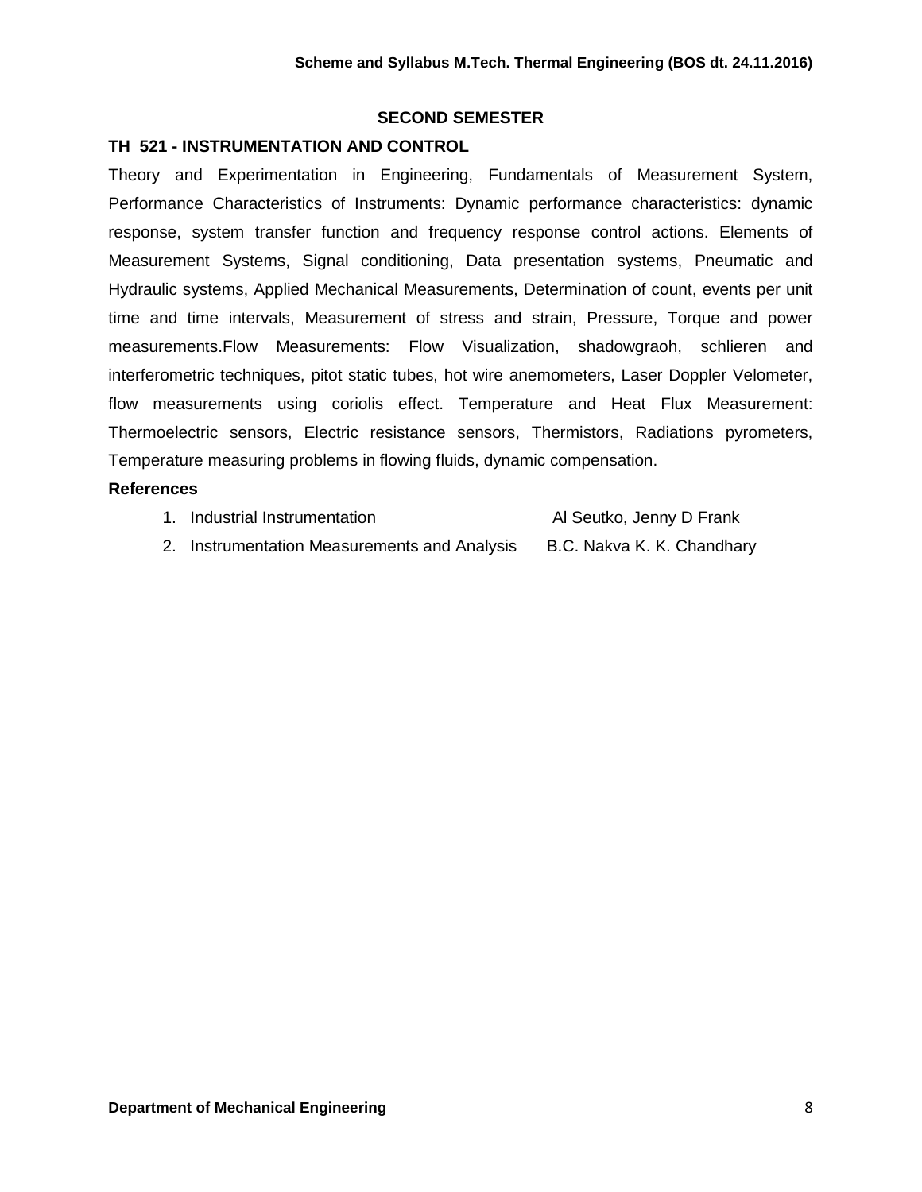## SECOND SEMESTER

### TH 521 - INSTRUMENTATION AND CONTROL

Theory and Experimentation in Engineering, Fundamentals of Measurement System, Performance Characteristics of Instruments: Dynamic performance characteristics: dynamic response, system transfer function and frequency response control actions. Elements of Measurement Systems, Signal conditioning, Data presentation systems, Pneumatic and Hydraulic systems, Applied Mechanical Measurements, Determination of count, events per unit time and time intervals, Measurement of stress and strain, Pressure, Torque and power measurements.Flow Measurements: Flow Visualization, shadowgraoh, schlieren and interferometric techniques, pitot static tubes, hot wire anemometers, Laser Doppler Velometer, flow measurements using coriolis effect. Temperature and Heat Flux Measurement: Thermoelectric sensors, Electric resistance sensors, Thermistors, Radiations pyrometers, Temperature measuring problems in flowing fluids, dynamic compensation.

**References**

1. Industrial Instrumentation — Al Seutko, Jenny D Frank
2. Instrumentation Measurements and Analysis — B.C. Nakva K. K. Chandhary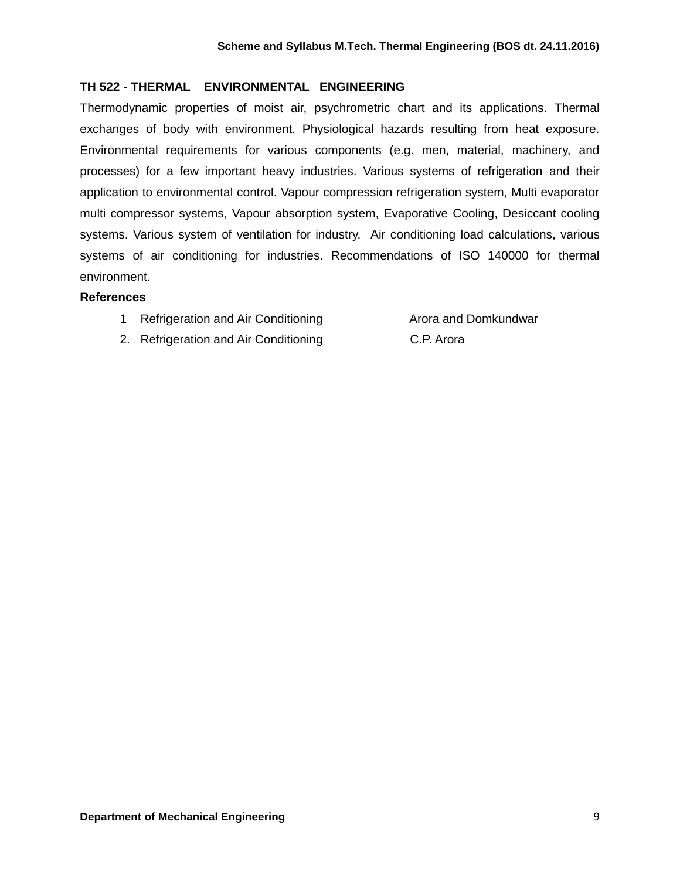## TH 522 - THERMAL ENVIRONMENTAL ENGINEERING

Thermodynamic properties of moist air, psychrometric chart and its applications. Thermal exchanges of body with environment. Physiological hazards resulting from heat exposure. Environmental requirements for various components (e.g. men, material, machinery, and processes) for a few important heavy industries. Various systems of refrigeration and their application to environmental control. Vapour compression refrigeration system, Multi evaporator multi compressor systems, Vapour absorption system, Evaporative Cooling, Desiccant cooling systems. Various system of ventilation for industry. Air conditioning load calculations, various systems of air conditioning for industries. Recommendations of ISO 140000 for thermal environment.

**References**

1. Refrigeration and Air Conditioning — Arora and Domkundwar
2. Refrigeration and Air Conditioning — C.P. Arora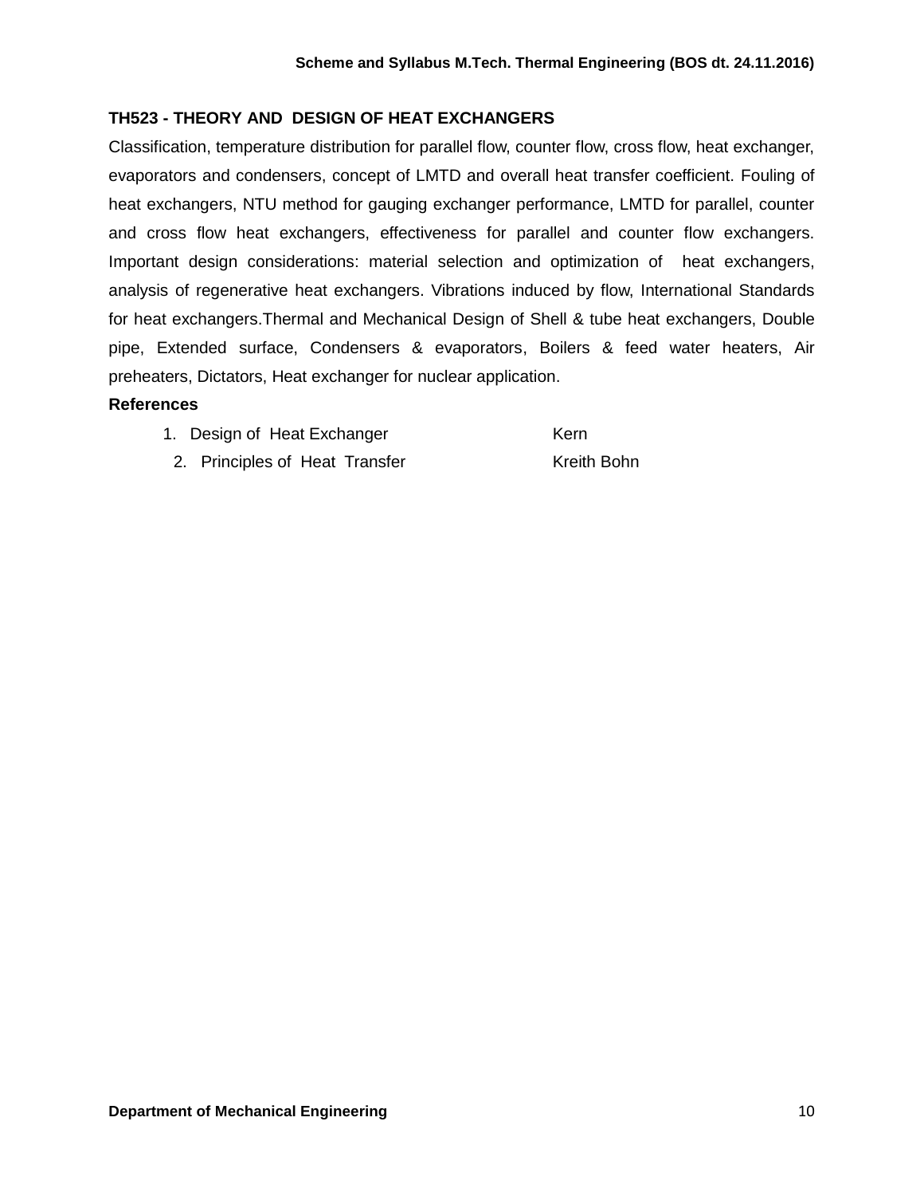### TH523 - THEORY AND DESIGN OF HEAT EXCHANGERS

Classification, temperature distribution for parallel flow, counter flow, cross flow, heat exchanger, evaporators and condensers, concept of LMTD and overall heat transfer coefficient. Fouling of heat exchangers, NTU method for gauging exchanger performance, LMTD for parallel, counter and cross flow heat exchangers, effectiveness for parallel and counter flow exchangers. Important design considerations: material selection and optimization of heat exchangers, analysis of regenerative heat exchangers. Vibrations induced by flow, International Standards for heat exchangers.Thermal and Mechanical Design of Shell & tube heat exchangers, Double pipe, Extended surface, Condensers & evaporators, Boilers & feed water heaters, Air preheaters, Dictators, Heat exchanger for nuclear application.

**References**

1. Design of Heat Exchanger — Kern
2. Principles of Heat Transfer — Kreith Bohn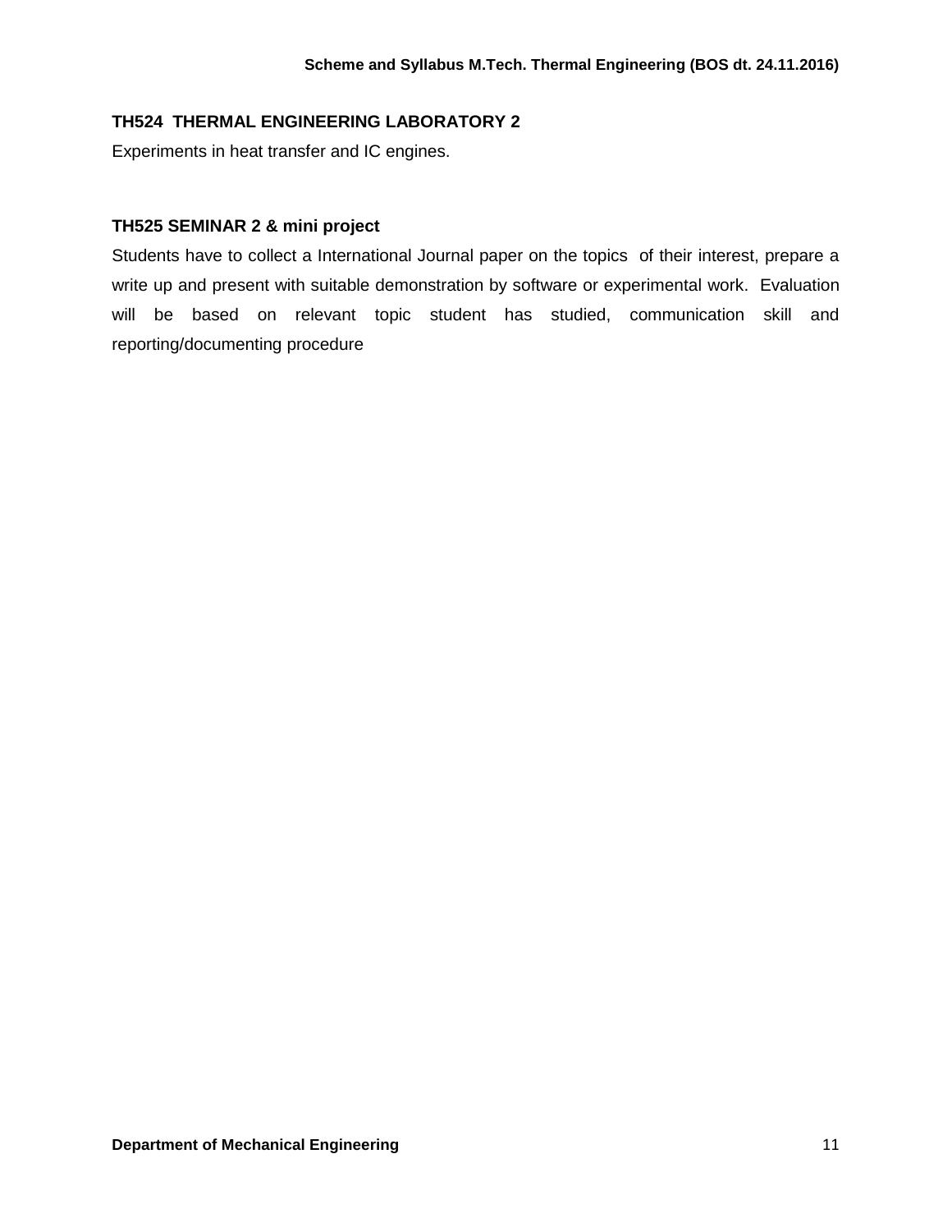### TH524 THERMAL ENGINEERING LABORATORY 2

Experiments in heat transfer and IC engines.

### TH525 SEMINAR 2 & mini project

Students have to collect a International Journal paper on the topics of their interest, prepare a write up and present with suitable demonstration by software or experimental work. Evaluation will be based on relevant topic student has studied, communication skill and reporting/documenting procedure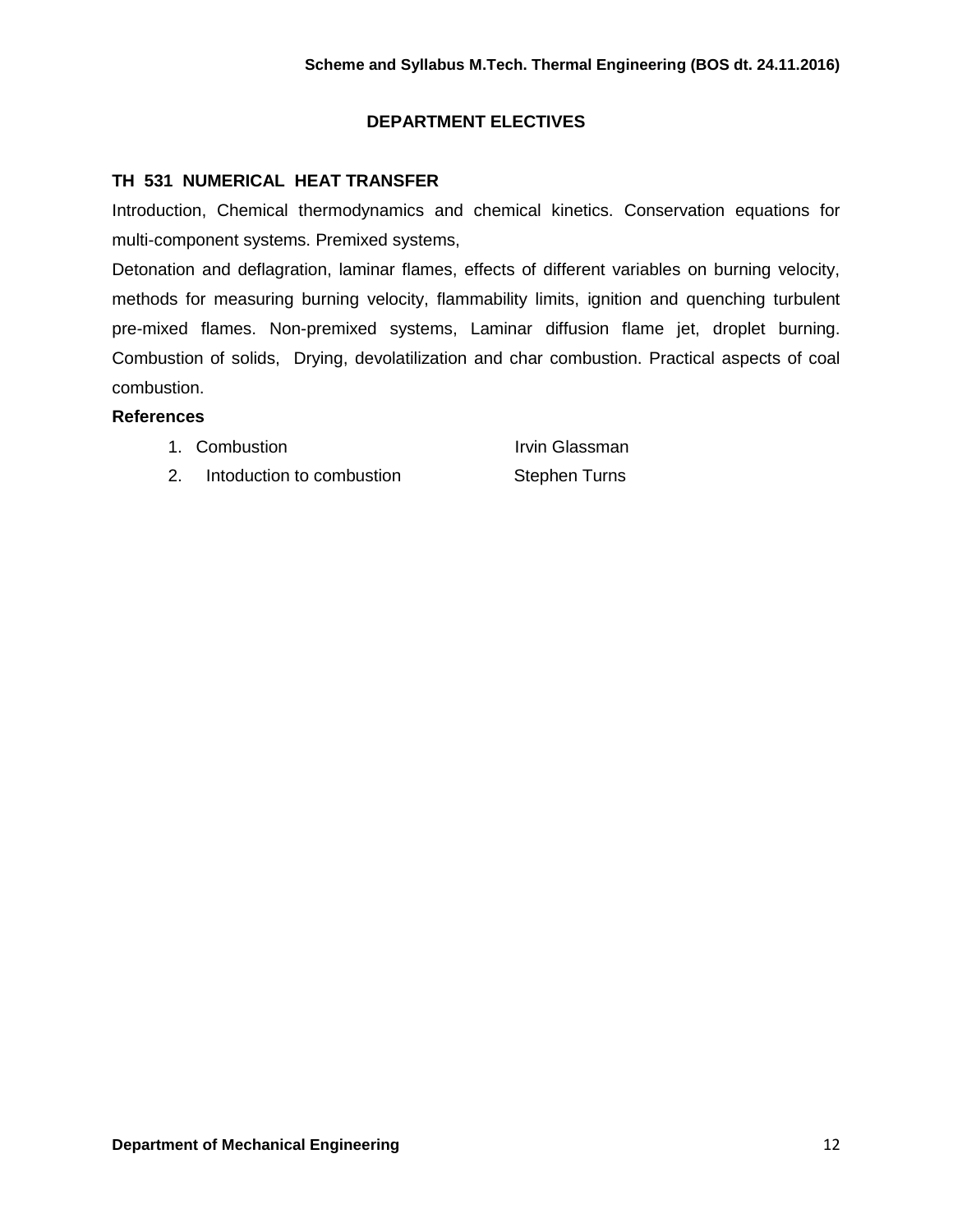## DEPARTMENT ELECTIVES

### TH 531 NUMERICAL HEAT TRANSFER

Introduction, Chemical thermodynamics and chemical kinetics. Conservation equations for multi-component systems. Premixed systems,

Detonation and deflagration, laminar flames, effects of different variables on burning velocity, methods for measuring burning velocity, flammability limits, ignition and quenching turbulent pre-mixed flames. Non-premixed systems, Laminar diffusion flame jet, droplet burning. Combustion of solids, Drying, devolatilization and char combustion. Practical aspects of coal combustion.

**References**

| No. | Title | Author |
|---|---|---|
| 1. | Combustion | Irvin Glassman |
| 2. | Intoduction to combustion | Stephen Turns |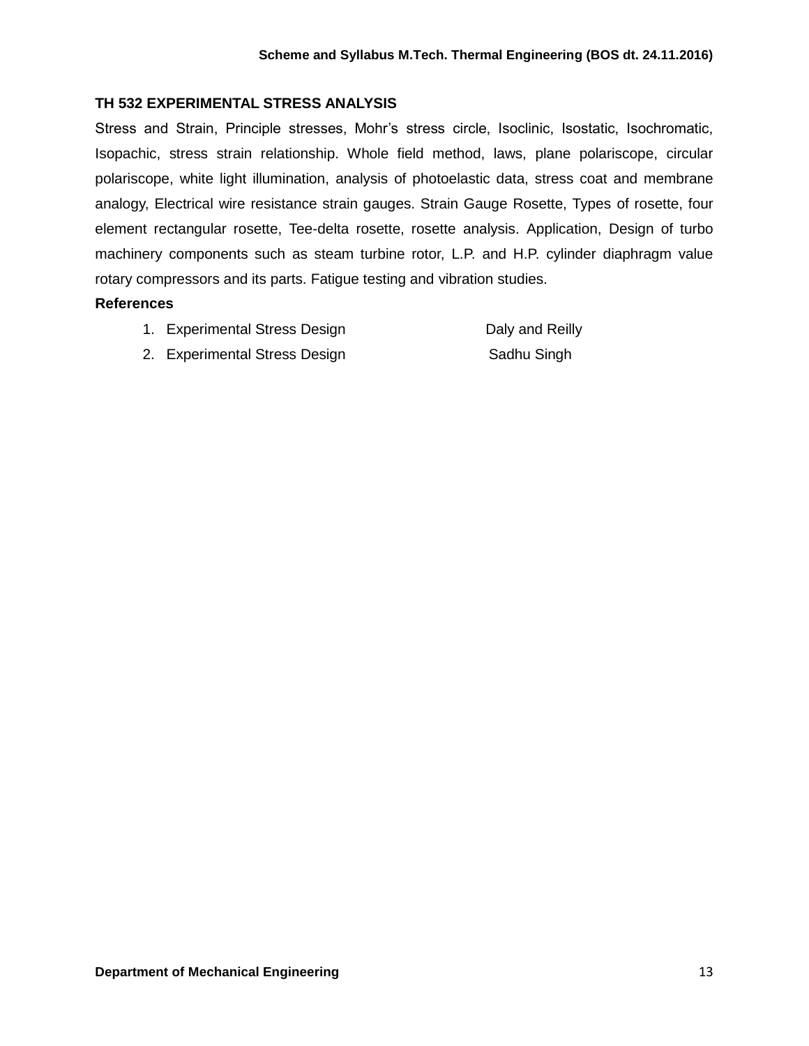## TH 532 EXPERIMENTAL STRESS ANALYSIS

Stress and Strain, Principle stresses, Mohr's stress circle, Isoclinic, Isostatic, Isochromatic, Isopachic, stress strain relationship. Whole field method, laws, plane polariscope, circular polariscope, white light illumination, analysis of photoelastic data, stress coat and membrane analogy, Electrical wire resistance strain gauges. Strain Gauge Rosette, Types of rosette, four element rectangular rosette, Tee-delta rosette, rosette analysis. Application, Design of turbo machinery components such as steam turbine rotor, L.P. and H.P. cylinder diaphragm value rotary compressors and its parts. Fatigue testing and vibration studies.

**References**

1. Experimental Stress Design — Daly and Reilly
2. Experimental Stress Design — Sadhu Singh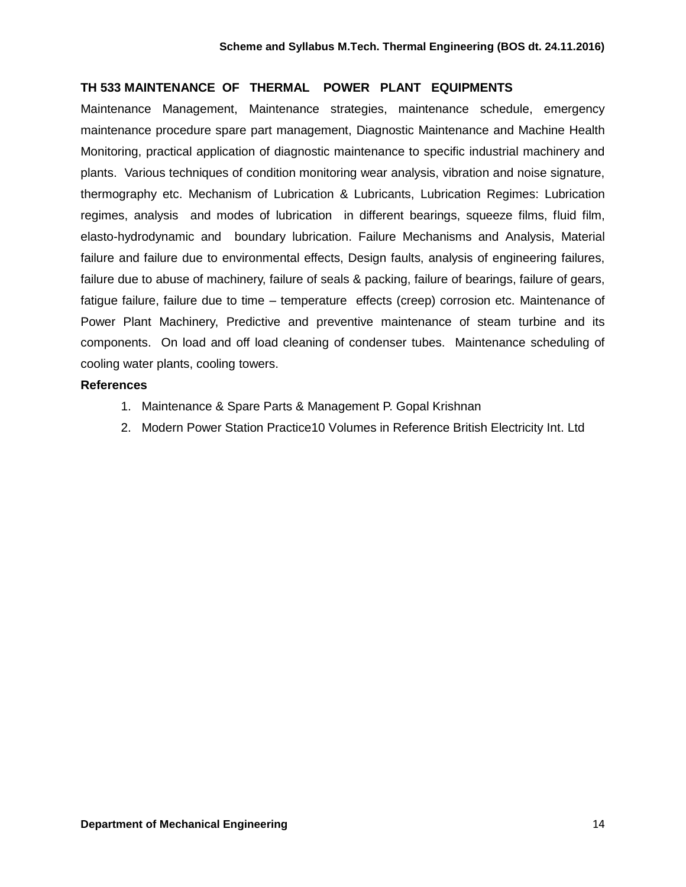**TH 533 MAINTENANCE OF THERMAL POWER PLANT EQUIPMENTS**

Maintenance Management, Maintenance strategies, maintenance schedule, emergency maintenance procedure spare part management, Diagnostic Maintenance and Machine Health Monitoring, practical application of diagnostic maintenance to specific industrial machinery and plants. Various techniques of condition monitoring wear analysis, vibration and noise signature, thermography etc. Mechanism of Lubrication & Lubricants, Lubrication Regimes: Lubrication regimes, analysis and modes of lubrication in different bearings, squeeze films, fluid film, elasto-hydrodynamic and boundary lubrication. Failure Mechanisms and Analysis, Material failure and failure due to environmental effects, Design faults, analysis of engineering failures, failure due to abuse of machinery, failure of seals & packing, failure of bearings, failure of gears, fatigue failure, failure due to time – temperature effects (creep) corrosion etc. Maintenance of Power Plant Machinery, Predictive and preventive maintenance of steam turbine and its components. On load and off load cleaning of condenser tubes. Maintenance scheduling of cooling water plants, cooling towers.

**References**

1. Maintenance & Spare Parts & Management P. Gopal Krishnan
2. Modern Power Station Practice10 Volumes in Reference British Electricity Int. Ltd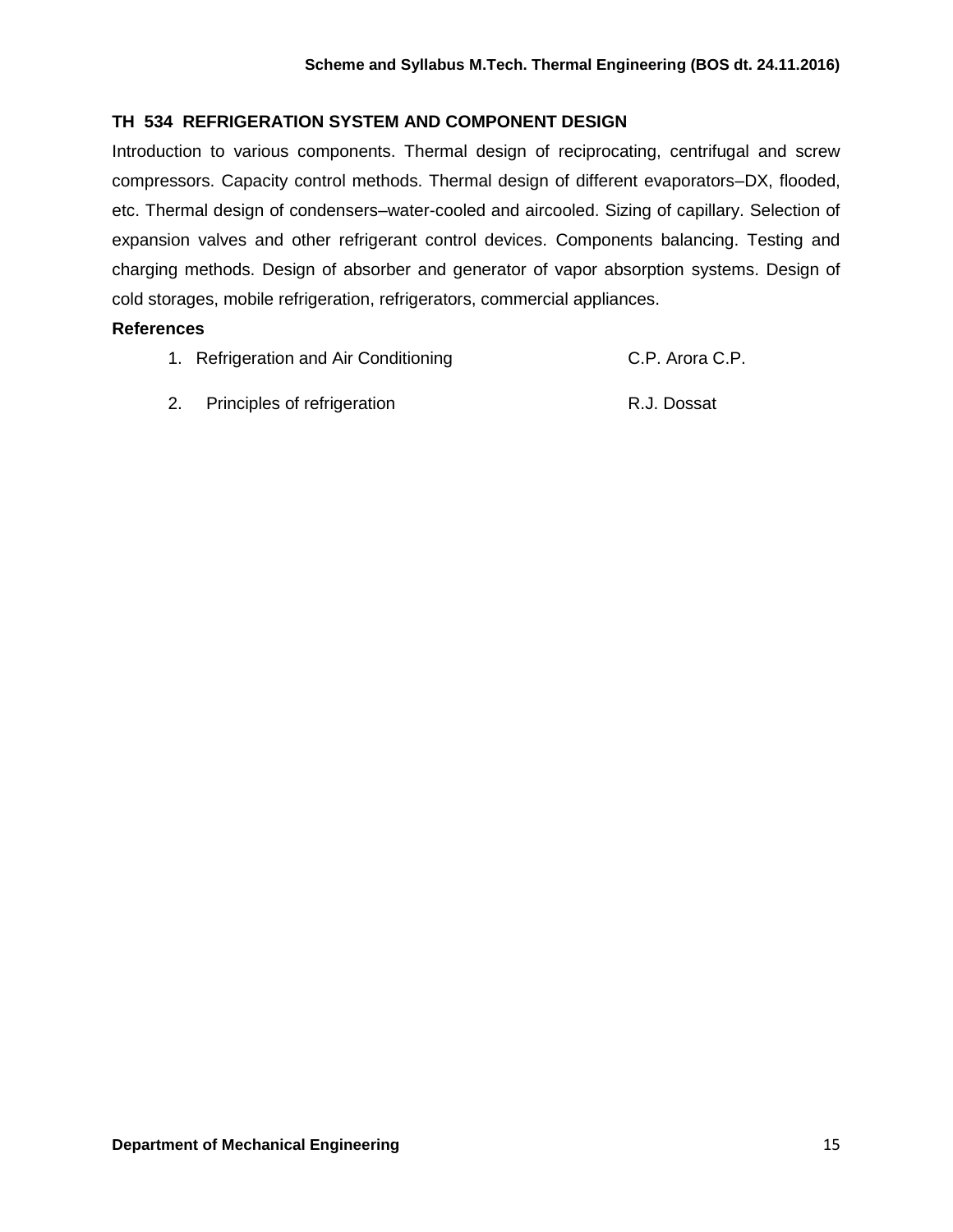### TH 534 REFRIGERATION SYSTEM AND COMPONENT DESIGN

Introduction to various components. Thermal design of reciprocating, centrifugal and screw compressors. Capacity control methods. Thermal design of different evaporators–DX, flooded, etc. Thermal design of condensers–water-cooled and aircooled. Sizing of capillary. Selection of expansion valves and other refrigerant control devices. Components balancing. Testing and charging methods. Design of absorber and generator of vapor absorption systems. Design of cold storages, mobile refrigeration, refrigerators, commercial appliances.

**References**

1. Refrigeration and Air Conditioning — C.P. Arora C.P.
2. Principles of refrigeration — R.J. Dossat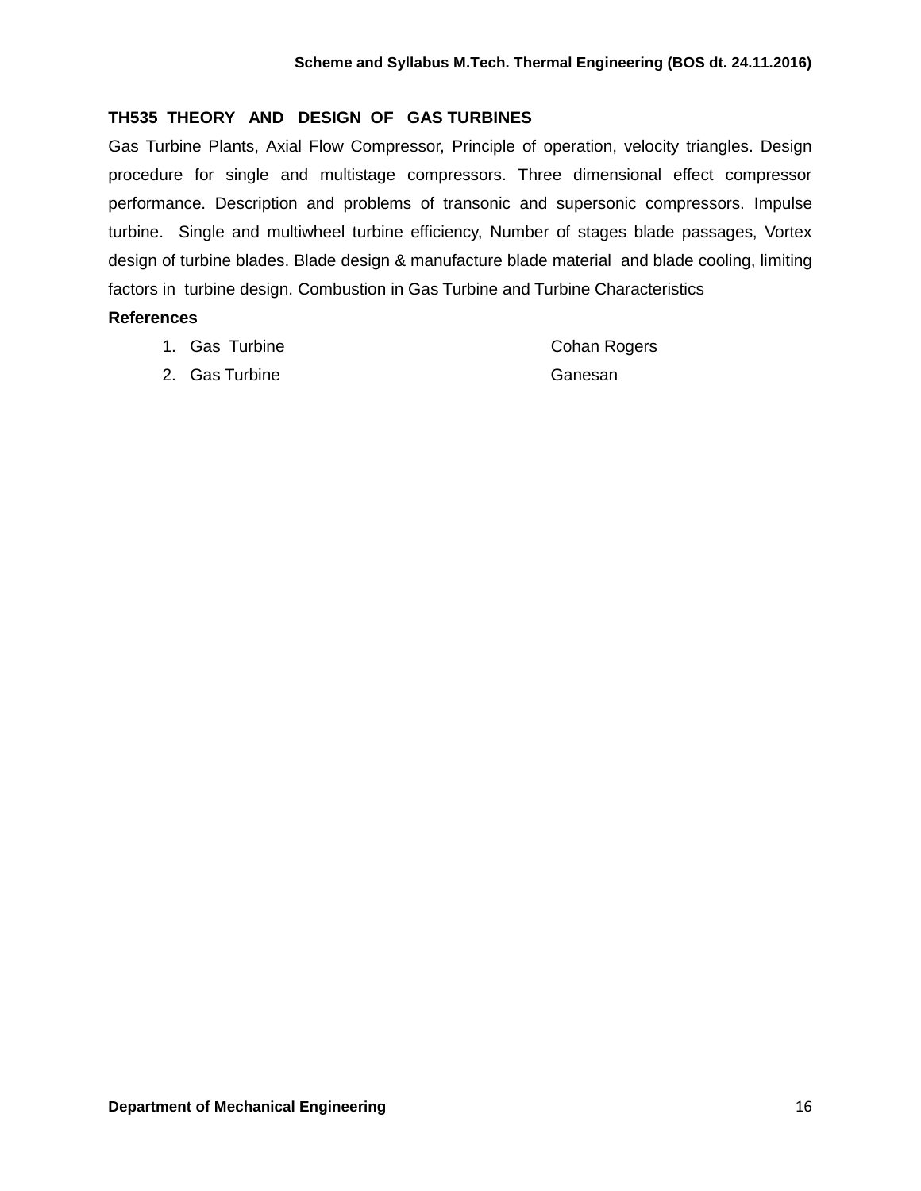## TH535 THEORY AND DESIGN OF GAS TURBINES

Gas Turbine Plants, Axial Flow Compressor, Principle of operation, velocity triangles. Design procedure for single and multistage compressors. Three dimensional effect compressor performance. Description and problems of transonic and supersonic compressors. Impulse turbine. Single and multiwheel turbine efficiency, Number of stages blade passages, Vortex design of turbine blades. Blade design & manufacture blade material and blade cooling, limiting factors in turbine design. Combustion in Gas Turbine and Turbine Characteristics

**References**

1. Gas Turbine — Cohan Rogers
2. Gas Turbine — Ganesan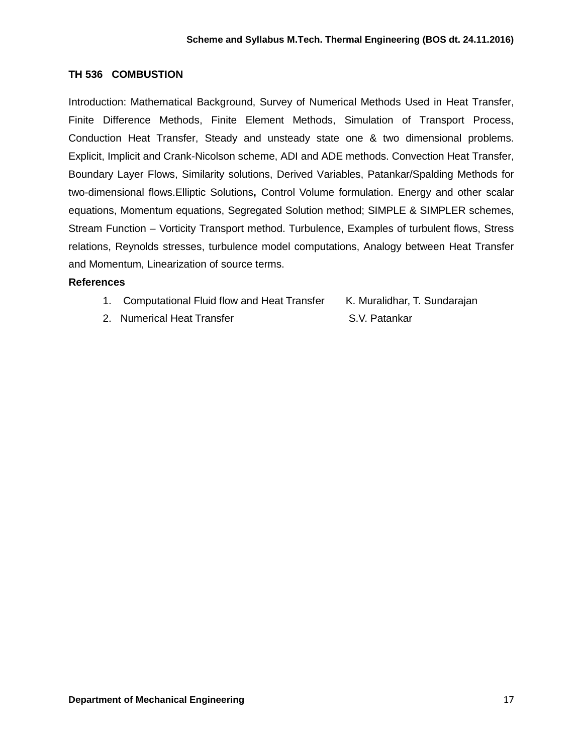## TH 536 COMBUSTION

Introduction: Mathematical Background, Survey of Numerical Methods Used in Heat Transfer, Finite Difference Methods, Finite Element Methods, Simulation of Transport Process, Conduction Heat Transfer, Steady and unsteady state one & two dimensional problems. Explicit, Implicit and Crank-Nicolson scheme, ADI and ADE methods. Convection Heat Transfer, Boundary Layer Flows, Similarity solutions, Derived Variables, Patankar/Spalding Methods for two-dimensional flows.Elliptic Solutions**,** Control Volume formulation. Energy and other scalar equations, Momentum equations, Segregated Solution method; SIMPLE & SIMPLER schemes, Stream Function – Vorticity Transport method. Turbulence, Examples of turbulent flows, Stress relations, Reynolds stresses, turbulence model computations, Analogy between Heat Transfer and Momentum, Linearization of source terms.

**References**

1. Computational Fluid flow and Heat Transfer — K. Muralidhar, T. Sundarajan
2. Numerical Heat Transfer — S.V. Patankar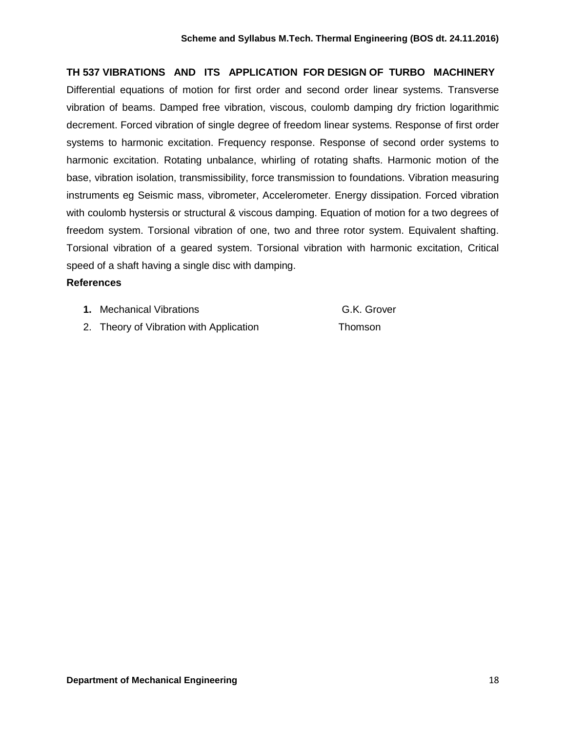**TH 537 VIBRATIONS AND ITS APPLICATION FOR DESIGN OF TURBO MACHINERY**

Differential equations of motion for first order and second order linear systems. Transverse vibration of beams. Damped free vibration, viscous, coulomb damping dry friction logarithmic decrement. Forced vibration of single degree of freedom linear systems. Response of first order systems to harmonic excitation. Frequency response. Response of second order systems to harmonic excitation. Rotating unbalance, whirling of rotating shafts. Harmonic motion of the base, vibration isolation, transmissibility, force transmission to foundations. Vibration measuring instruments eg Seismic mass, vibrometer, Accelerometer. Energy dissipation. Forced vibration with coulomb hystersis or structural & viscous damping. Equation of motion for a two degrees of freedom system. Torsional vibration of one, two and three rotor system. Equivalent shafting. Torsional vibration of a geared system. Torsional vibration with harmonic excitation, Critical speed of a shaft having a single disc with damping.

**References**

1. Mechanical Vibrations — G.K. Grover
2. Theory of Vibration with Application — Thomson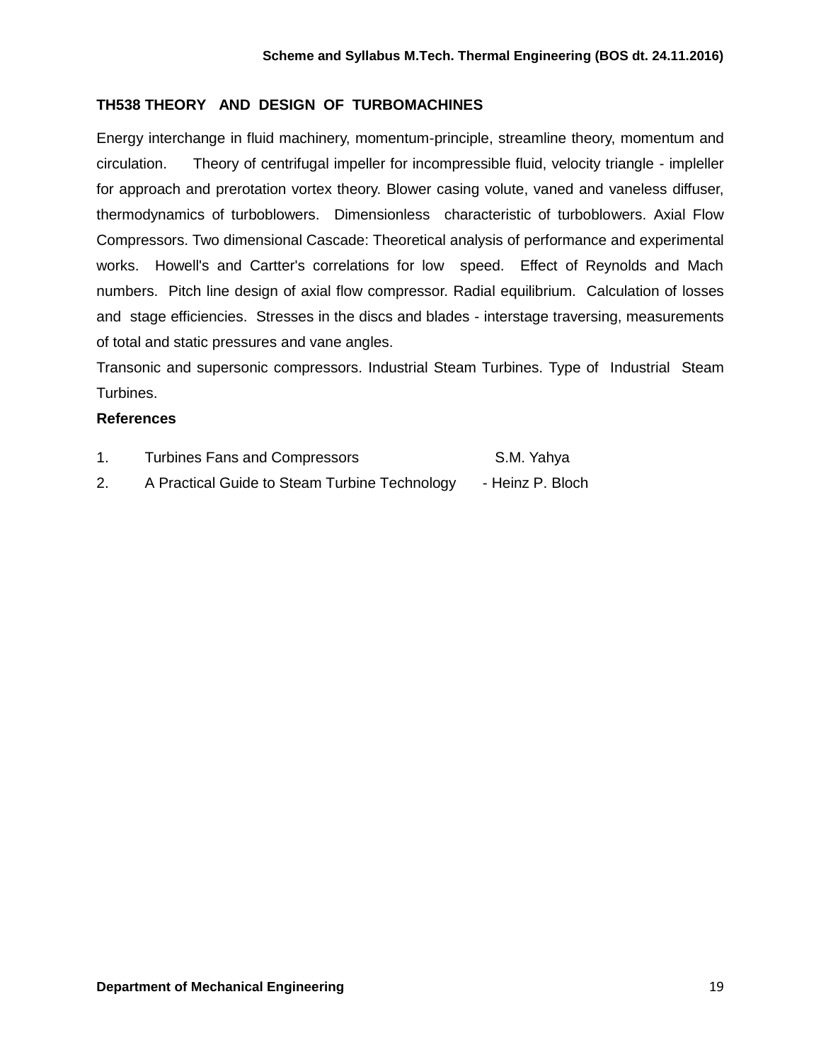### TH538 THEORY AND DESIGN OF TURBOMACHINES

Energy interchange in fluid machinery, momentum-principle, streamline theory, momentum and circulation. Theory of centrifugal impeller for incompressible fluid, velocity triangle - impleller for approach and prerotation vortex theory. Blower casing volute, vaned and vaneless diffuser, thermodynamics of turboblowers. Dimensionless characteristic of turboblowers. Axial Flow Compressors. Two dimensional Cascade: Theoretical analysis of performance and experimental works. Howell's and Cartter's correlations for low speed. Effect of Reynolds and Mach numbers. Pitch line design of axial flow compressor. Radial equilibrium. Calculation of losses and stage efficiencies. Stresses in the discs and blades - interstage traversing, measurements of total and static pressures and vane angles.

Transonic and supersonic compressors. Industrial Steam Turbines. Type of Industrial Steam Turbines.

**References**

1. Turbines Fans and Compressors S.M. Yahya
2. A Practical Guide to Steam Turbine Technology - Heinz P. Bloch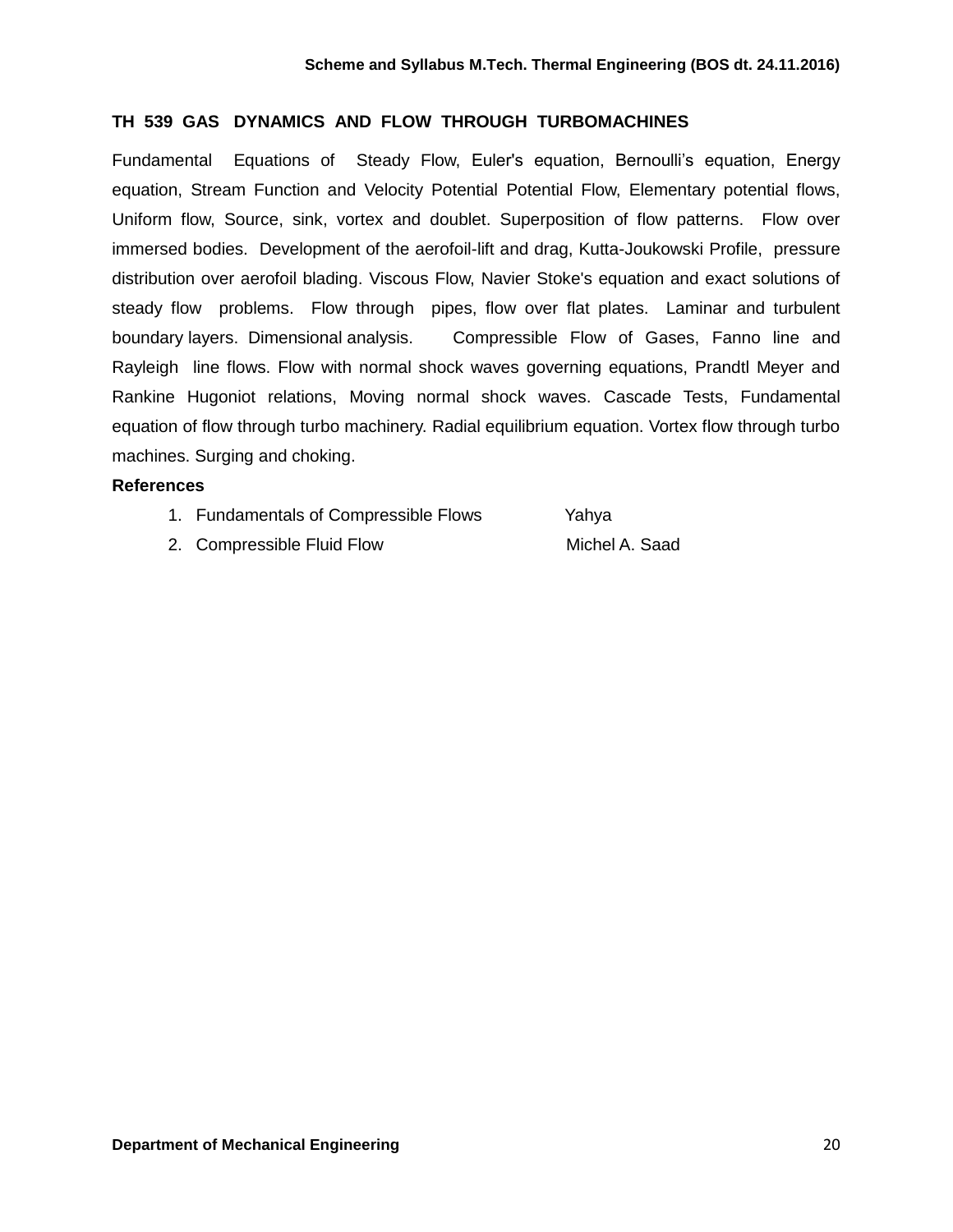## TH 539 GAS DYNAMICS AND FLOW THROUGH TURBOMACHINES

Fundamental Equations of Steady Flow, Euler's equation, Bernoulli's equation, Energy equation, Stream Function and Velocity Potential Potential Flow, Elementary potential flows, Uniform flow, Source, sink, vortex and doublet. Superposition of flow patterns. Flow over immersed bodies. Development of the aerofoil-lift and drag, Kutta-Joukowski Profile, pressure distribution over aerofoil blading. Viscous Flow, Navier Stoke's equation and exact solutions of steady flow problems. Flow through pipes, flow over flat plates. Laminar and turbulent boundary layers. Dimensional analysis. Compressible Flow of Gases, Fanno line and Rayleigh line flows. Flow with normal shock waves governing equations, Prandtl Meyer and Rankine Hugoniot relations, Moving normal shock waves. Cascade Tests, Fundamental equation of flow through turbo machinery. Radial equilibrium equation. Vortex flow through turbo machines. Surging and choking.

**References**

1. Fundamentals of Compressible Flows — Yahya
2. Compressible Fluid Flow — Michel A. Saad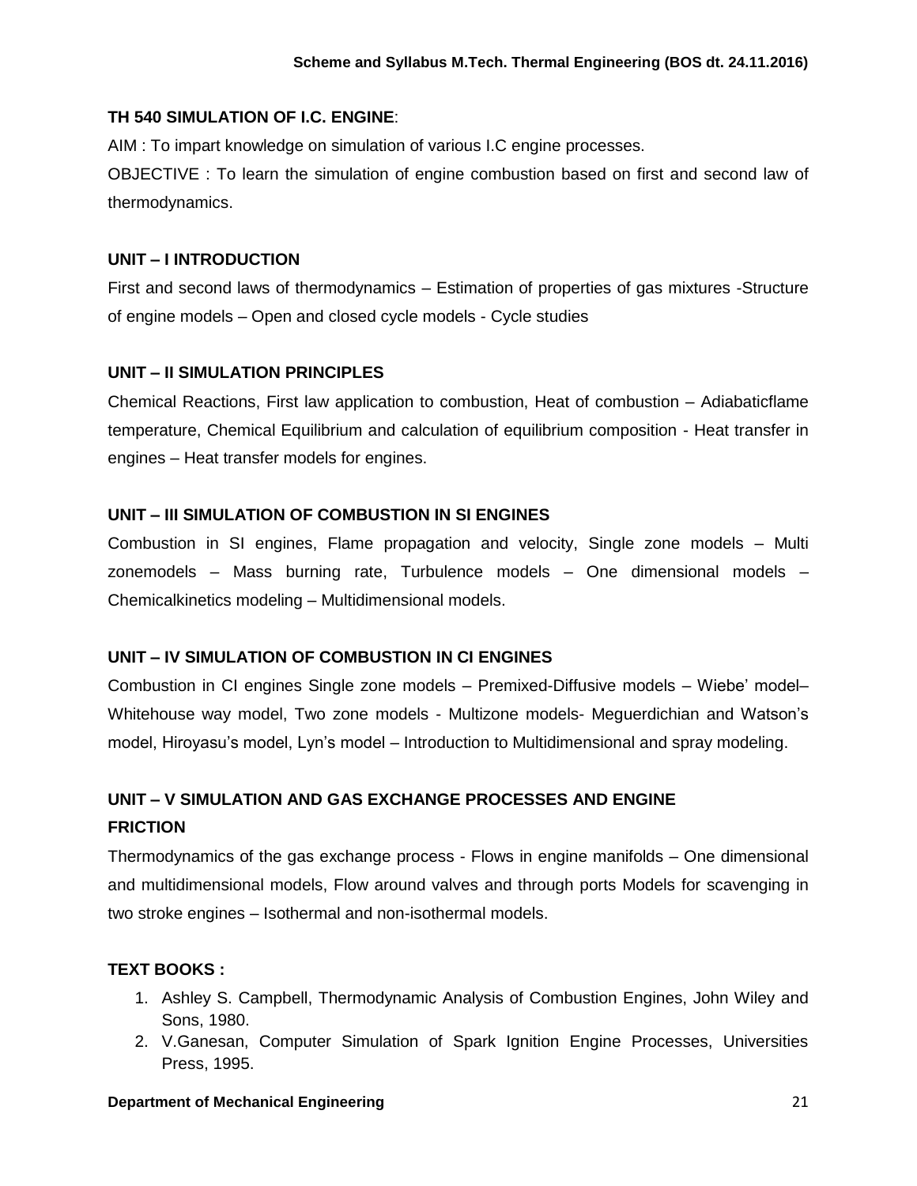## TH 540 SIMULATION OF I.C. ENGINE:

AIM : To impart knowledge on simulation of various I.C engine processes.

OBJECTIVE : To learn the simulation of engine combustion based on first and second law of thermodynamics.

### UNIT – I INTRODUCTION

First and second laws of thermodynamics – Estimation of properties of gas mixtures -Structure of engine models – Open and closed cycle models - Cycle studies

### UNIT – II SIMULATION PRINCIPLES

Chemical Reactions, First law application to combustion, Heat of combustion – Adiabaticflame temperature, Chemical Equilibrium and calculation of equilibrium composition - Heat transfer in engines – Heat transfer models for engines.

### UNIT – III SIMULATION OF COMBUSTION IN SI ENGINES

Combustion in SI engines, Flame propagation and velocity, Single zone models – Multi zonemodels – Mass burning rate, Turbulence models – One dimensional models – Chemicalkinetics modeling – Multidimensional models.

### UNIT – IV SIMULATION OF COMBUSTION IN CI ENGINES

Combustion in CI engines Single zone models – Premixed-Diffusive models – Wiebe' model– Whitehouse way model, Two zone models - Multizone models- Meguerdichian and Watson's model, Hiroyasu's model, Lyn's model – Introduction to Multidimensional and spray modeling.

### UNIT – V SIMULATION AND GAS EXCHANGE PROCESSES AND ENGINE FRICTION

Thermodynamics of the gas exchange process - Flows in engine manifolds – One dimensional and multidimensional models, Flow around valves and through ports Models for scavenging in two stroke engines – Isothermal and non-isothermal models.

### TEXT BOOKS :

1. Ashley S. Campbell, Thermodynamic Analysis of Combustion Engines, John Wiley and Sons, 1980.
2. V.Ganesan, Computer Simulation of Spark Ignition Engine Processes, Universities Press, 1995.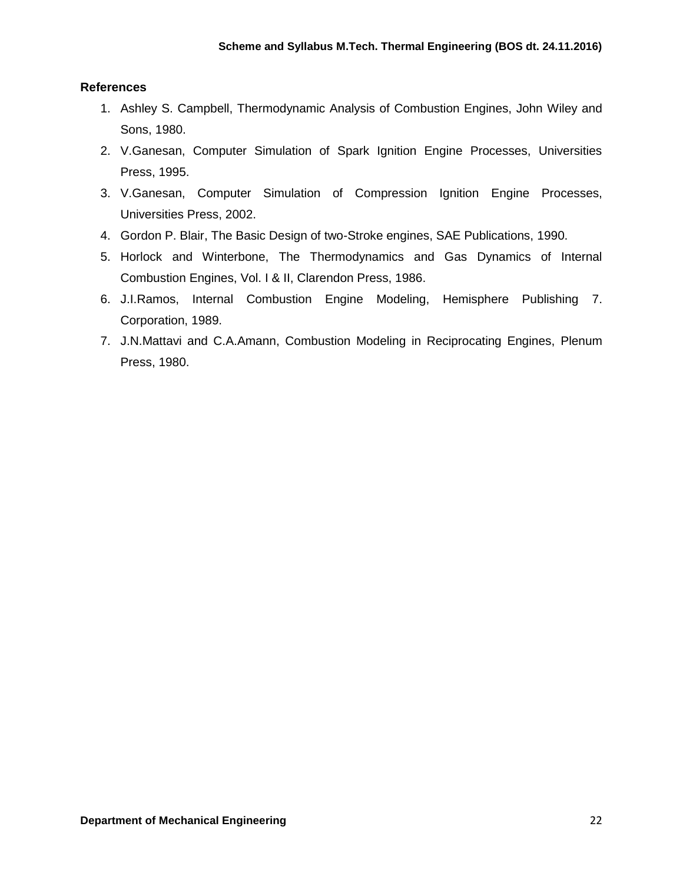**References**

1. Ashley S. Campbell, Thermodynamic Analysis of Combustion Engines, John Wiley and Sons, 1980.
2. V.Ganesan, Computer Simulation of Spark Ignition Engine Processes, Universities Press, 1995.
3. V.Ganesan, Computer Simulation of Compression Ignition Engine Processes, Universities Press, 2002.
4. Gordon P. Blair, The Basic Design of two-Stroke engines, SAE Publications, 1990.
5. Horlock and Winterbone, The Thermodynamics and Gas Dynamics of Internal Combustion Engines, Vol. I & II, Clarendon Press, 1986.
6. J.I.Ramos, Internal Combustion Engine Modeling, Hemisphere Publishing 7. Corporation, 1989.
7. J.N.Mattavi and C.A.Amann, Combustion Modeling in Reciprocating Engines, Plenum Press, 1980.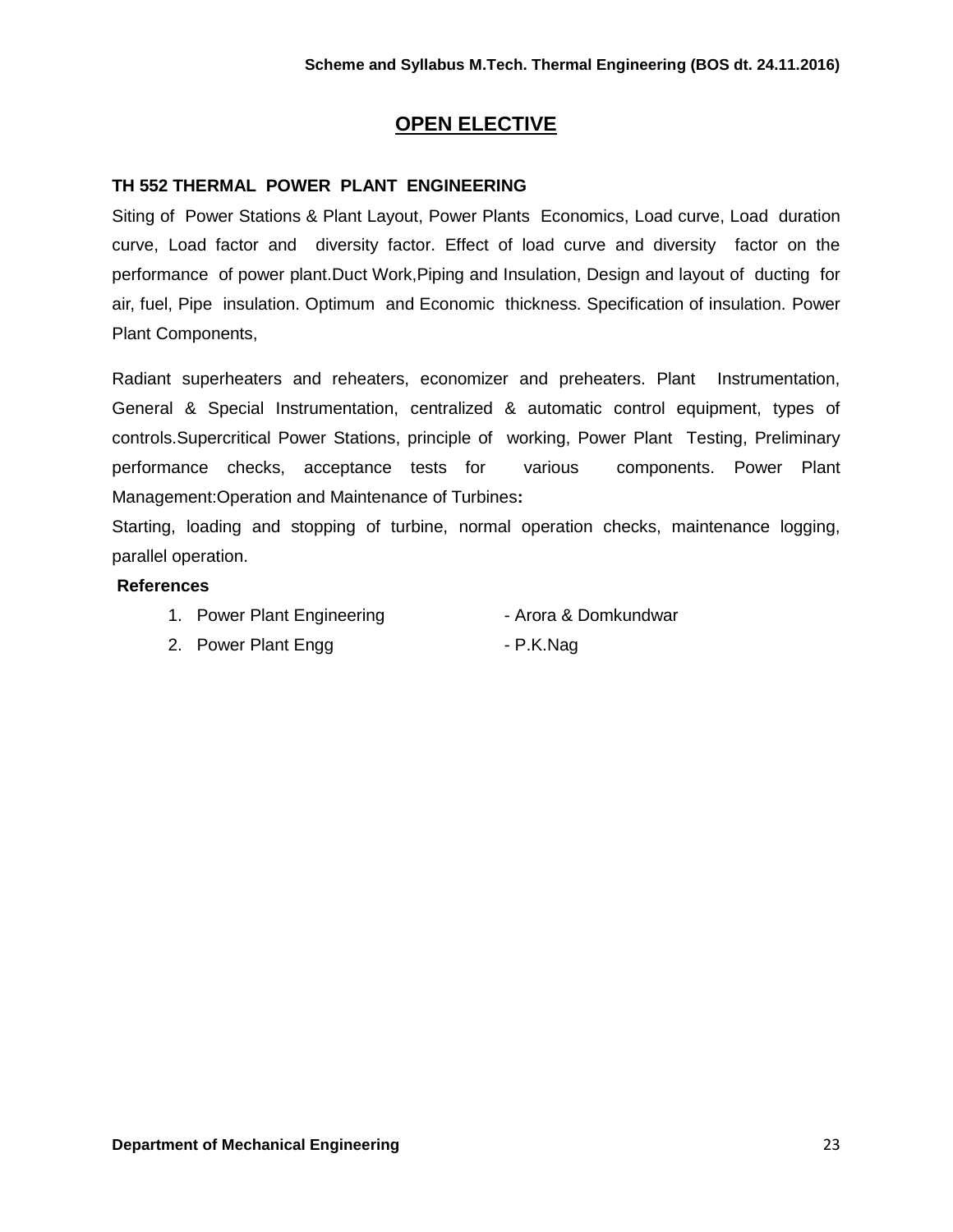## OPEN ELECTIVE

### TH 552 THERMAL POWER PLANT ENGINEERING

Siting of Power Stations & Plant Layout, Power Plants Economics, Load curve, Load duration curve, Load factor and diversity factor. Effect of load curve and diversity factor on the performance of power plant.Duct Work,Piping and Insulation, Design and layout of ducting for air, fuel, Pipe insulation. Optimum and Economic thickness. Specification of insulation. Power Plant Components,

Radiant superheaters and reheaters, economizer and preheaters. Plant Instrumentation, General & Special Instrumentation, centralized & automatic control equipment, types of controls.Supercritical Power Stations, principle of working, Power Plant Testing, Preliminary performance checks, acceptance tests for various components. Power Plant Management:Operation and Maintenance of Turbines**:**

Starting, loading and stopping of turbine, normal operation checks, maintenance logging, parallel operation.

**References**

1. Power Plant Engineering - Arora & Domkundwar
2. Power Plant Engg - P.K.Nag